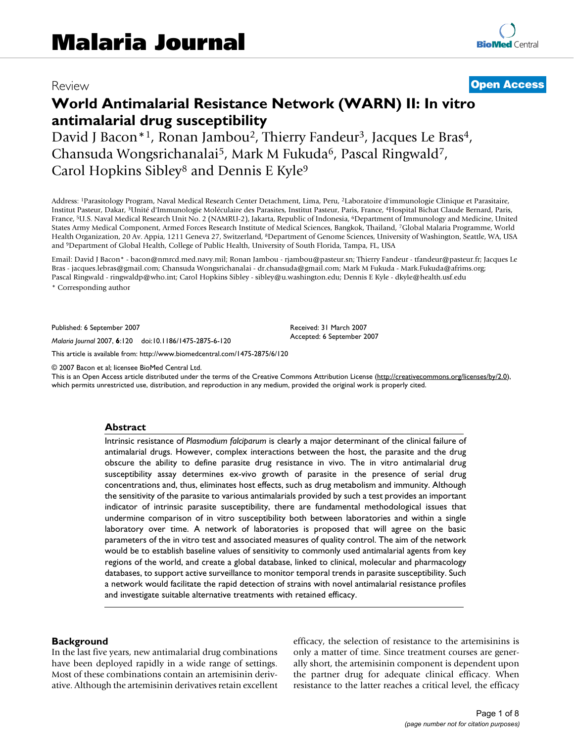Review

**Open Access**

# World Antimalarial Resistance Network (WARN) II: In vitro antimalarial drug susceptibility

David J Bacon*[1], Ronan Jambou[2], Thierry Fandeur[3], Jacques Le Bras[4], Chansuda Wongsrichanalai[5], Mark M Fukuda[6], Pascal Ringwald[7], Carol Hopkins Sibley[8] and Dennis E Kyle[9]

Address: [1]Parasitology Program, Naval Medical Research Center Detachment, Lima, Peru, [2]Laboratoire d'immunologie Clinique et Parasitaire, Institut Pasteur, Dakar, [3]Unité d'Immunologie Moléculaire des Parasites, Institut Pasteur, Paris, France, [4]Hospital Bichat Claude Bernard, Paris, France, [5]U.S. Naval Medical Research Unit No. 2 (NAMRU-2), Jakarta, Republic of Indonesia, [6]Department of Immunology and Medicine, United States Army Medical Component, Armed Forces Research Institute of Medical Sciences, Bangkok, Thailand, [7]Global Malaria Programme, World Health Organization, 20 Av. Appia, 1211 Geneva 27, Switzerland, [8]Department of Genome Sciences, University of Washington, Seattle, WA, USA and [9]Department of Global Health, College of Public Health, University of South Florida, Tampa, FL, USA

Email: David J Bacon* - bacon@nmrcd.med.navy.mil; Ronan Jambou - rjambou@pasteur.sn; Thierry Fandeur - tfandeur@pasteur.fr; Jacques Le Bras - jacques.lebras@gmail.com; Chansuda Wongsrichanalai - dr.chansuda@gmail.com; Mark M Fukuda - Mark.Fukuda@afrims.org; Pascal Ringwald - ringwaldp@who.int; Carol Hopkins Sibley - sibley@u.washington.edu; Dennis E Kyle - dkyle@health.usf.edu

* Corresponding author

Published: 6 September 2007

*Malaria Journal* 2007, **6**:120 doi:10.1186/1475-2875-6-120

Received: 31 March 2007
Accepted: 6 September 2007

This article is available from: http://www.biomedcentral.com/1475-2875/6/120

© 2007 Bacon et al; licensee BioMed Central Ltd.
This is an Open Access article distributed under the terms of the Creative Commons Attribution License (http://creativecommons.org/licenses/by/2.0), which permits unrestricted use, distribution, and reproduction in any medium, provided the original work is properly cited.

## Abstract

Intrinsic resistance of *Plasmodium falciparum* is clearly a major determinant of the clinical failure of antimalarial drugs. However, complex interactions between the host, the parasite and the drug obscure the ability to define parasite drug resistance in vivo. The in vitro antimalarial drug susceptibility assay determines ex-vivo growth of parasite in the presence of serial drug concentrations and, thus, eliminates host effects, such as drug metabolism and immunity. Although the sensitivity of the parasite to various antimalarials provided by such a test provides an important indicator of intrinsic parasite susceptibility, there are fundamental methodological issues that undermine comparison of in vitro susceptibility both between laboratories and within a single laboratory over time. A network of laboratories is proposed that will agree on the basic parameters of the in vitro test and associated measures of quality control. The aim of the network would be to establish baseline values of sensitivity to commonly used antimalarial agents from key regions of the world, and create a global database, linked to clinical, molecular and pharmacology databases, to support active surveillance to monitor temporal trends in parasite susceptibility. Such a network would facilitate the rapid detection of strains with novel antimalarial resistance profiles and investigate suitable alternative treatments with retained efficacy.

## Background

In the last five years, new antimalarial drug combinations have been deployed rapidly in a wide range of settings. Most of these combinations contain an artemisinin derivative. Although the artemisinin derivatives retain excellent efficacy, the selection of resistance to the artemisinins is only a matter of time. Since treatment courses are generally short, the artemisinin component is dependent upon the partner drug for adequate clinical efficacy. When resistance to the latter reaches a critical level, the efficacy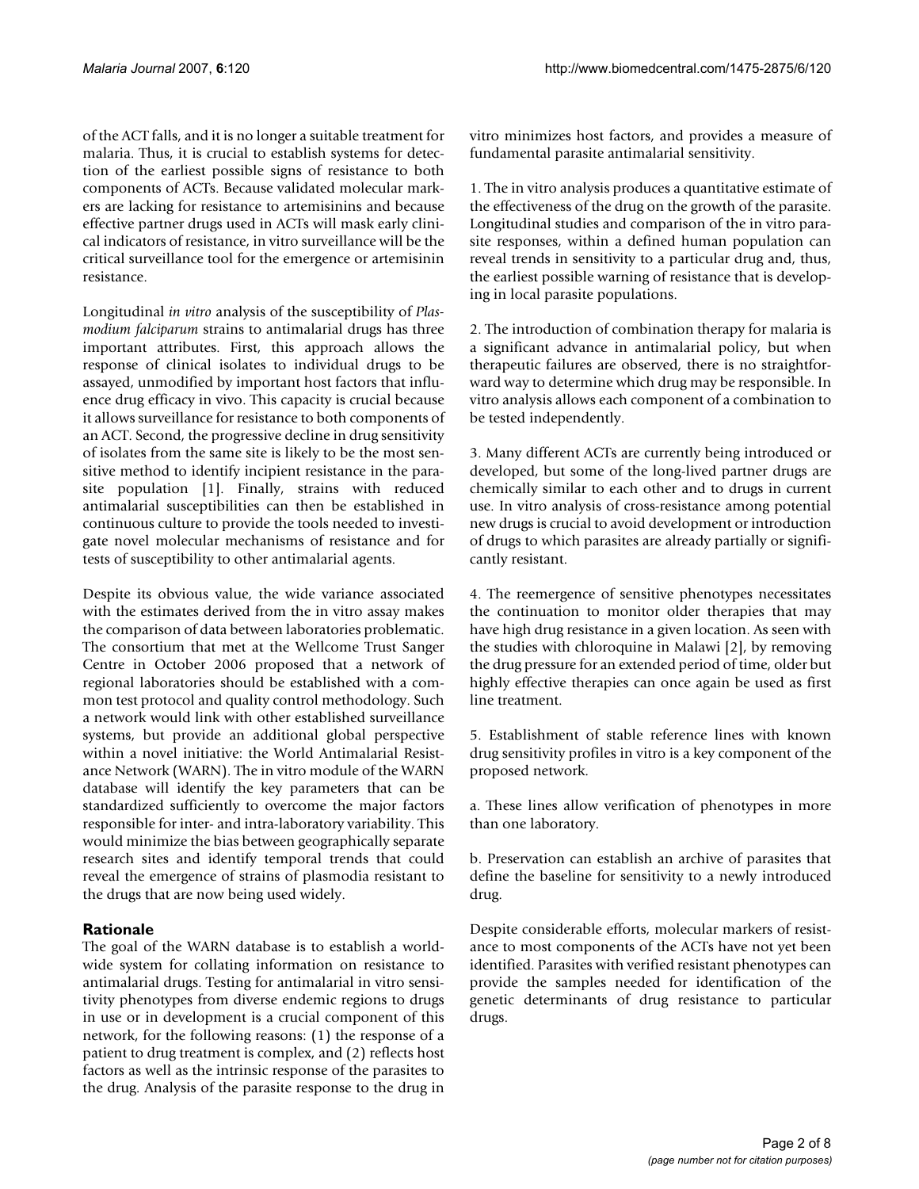of the ACT falls, and it is no longer a suitable treatment for malaria. Thus, it is crucial to establish systems for detection of the earliest possible signs of resistance to both components of ACTs. Because validated molecular markers are lacking for resistance to artemisinins and because effective partner drugs used in ACTs will mask early clinical indicators of resistance, in vitro surveillance will be the critical surveillance tool for the emergence or artemisinin resistance.

Longitudinal *in vitro* analysis of the susceptibility of *Plasmodium falciparum* strains to antimalarial drugs has three important attributes. First, this approach allows the response of clinical isolates to individual drugs to be assayed, unmodified by important host factors that influence drug efficacy in vivo. This capacity is crucial because it allows surveillance for resistance to both components of an ACT. Second, the progressive decline in drug sensitivity of isolates from the same site is likely to be the most sensitive method to identify incipient resistance in the parasite population [1]. Finally, strains with reduced antimalarial susceptibilities can then be established in continuous culture to provide the tools needed to investigate novel molecular mechanisms of resistance and for tests of susceptibility to other antimalarial agents.

Despite its obvious value, the wide variance associated with the estimates derived from the in vitro assay makes the comparison of data between laboratories problematic. The consortium that met at the Wellcome Trust Sanger Centre in October 2006 proposed that a network of regional laboratories should be established with a common test protocol and quality control methodology. Such a network would link with other established surveillance systems, but provide an additional global perspective within a novel initiative: the World Antimalarial Resistance Network (WARN). The in vitro module of the WARN database will identify the key parameters that can be standardized sufficiently to overcome the major factors responsible for inter- and intra-laboratory variability. This would minimize the bias between geographically separate research sites and identify temporal trends that could reveal the emergence of strains of plasmodia resistant to the drugs that are now being used widely.

## Rationale

The goal of the WARN database is to establish a worldwide system for collating information on resistance to antimalarial drugs. Testing for antimalarial in vitro sensitivity phenotypes from diverse endemic regions to drugs in use or in development is a crucial component of this network, for the following reasons: (1) the response of a patient to drug treatment is complex, and (2) reflects host factors as well as the intrinsic response of the parasites to the drug. Analysis of the parasite response to the drug in vitro minimizes host factors, and provides a measure of fundamental parasite antimalarial sensitivity.

1. The in vitro analysis produces a quantitative estimate of the effectiveness of the drug on the growth of the parasite. Longitudinal studies and comparison of the in vitro parasite responses, within a defined human population can reveal trends in sensitivity to a particular drug and, thus, the earliest possible warning of resistance that is developing in local parasite populations.

2. The introduction of combination therapy for malaria is a significant advance in antimalarial policy, but when therapeutic failures are observed, there is no straightforward way to determine which drug may be responsible. In vitro analysis allows each component of a combination to be tested independently.

3. Many different ACTs are currently being introduced or developed, but some of the long-lived partner drugs are chemically similar to each other and to drugs in current use. In vitro analysis of cross-resistance among potential new drugs is crucial to avoid development or introduction of drugs to which parasites are already partially or significantly resistant.

4. The reemergence of sensitive phenotypes necessitates the continuation to monitor older therapies that may have high drug resistance in a given location. As seen with the studies with chloroquine in Malawi [2], by removing the drug pressure for an extended period of time, older but highly effective therapies can once again be used as first line treatment.

5. Establishment of stable reference lines with known drug sensitivity profiles in vitro is a key component of the proposed network.

a. These lines allow verification of phenotypes in more than one laboratory.

b. Preservation can establish an archive of parasites that define the baseline for sensitivity to a newly introduced drug.

Despite considerable efforts, molecular markers of resistance to most components of the ACTs have not yet been identified. Parasites with verified resistant phenotypes can provide the samples needed for identification of the genetic determinants of drug resistance to particular drugs.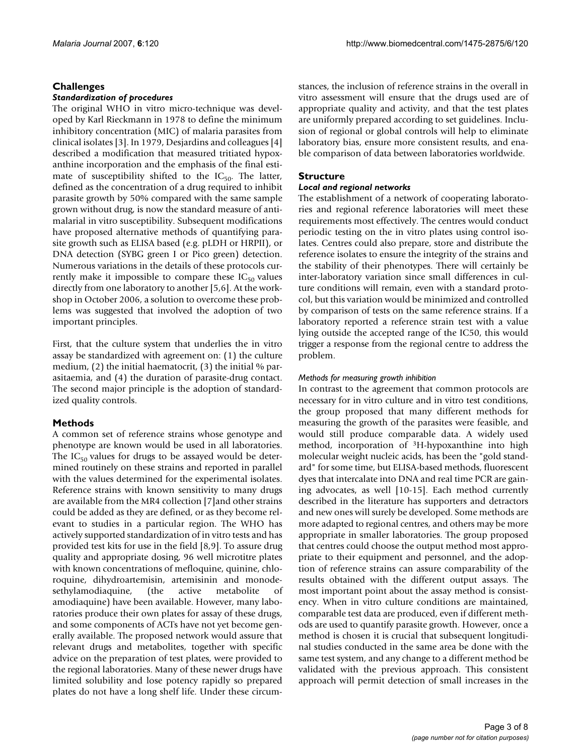## Challenges

### *Standardization of procedures*

The original WHO in vitro micro-technique was developed by Karl Rieckmann in 1978 to define the minimum inhibitory concentration (MIC) of malaria parasites from clinical isolates [3]. In 1979, Desjardins and colleagues [4] described a modification that measured tritiated hypoxanthine incorporation and the emphasis of the final estimate of susceptibility shifted to the $IC_{50}$. The latter, defined as the concentration of a drug required to inhibit parasite growth by 50% compared with the same sample grown without drug, is now the standard measure of antimalarial in vitro susceptibility. Subsequent modifications have proposed alternative methods of quantifying parasite growth such as ELISA based (e.g. pLDH or HRPII), or DNA detection (SYBG green I or Pico green) detection. Numerous variations in the details of these protocols currently make it impossible to compare these $IC_{50}$ values directly from one laboratory to another [5,6]. At the workshop in October 2006, a solution to overcome these problems was suggested that involved the adoption of two important principles.

First, that the culture system that underlies the in vitro assay be standardized with agreement on: (1) the culture medium, (2) the initial haematocrit, (3) the initial % parasitaemia, and (4) the duration of parasite-drug contact. The second major principle is the adoption of standardized quality controls.

## Methods

A common set of reference strains whose genotype and phenotype are known would be used in all laboratories. The $IC_{50}$ values for drugs to be assayed would be determined routinely on these strains and reported in parallel with the values determined for the experimental isolates. Reference strains with known sensitivity to many drugs are available from the MR4 collection [7]and other strains could be added as they are defined, or as they become relevant to studies in a particular region. The WHO has actively supported standardization of in vitro tests and has provided test kits for use in the field [8,9]. To assure drug quality and appropriate dosing, 96 well microtitre plates with known concentrations of mefloquine, quinine, chloroquine, dihydroartemisin, artemisinin and monodesethylamodiaquine, (the active metabolite of amodiaquine) have been available. However, many laboratories produce their own plates for assay of these drugs, and some components of ACTs have not yet become generally available. The proposed network would assure that relevant drugs and metabolites, together with specific advice on the preparation of test plates, were provided to the regional laboratories. Many of these newer drugs have limited solubility and lose potency rapidly so prepared plates do not have a long shelf life. Under these circumstances, the inclusion of reference strains in the overall in vitro assessment will ensure that the drugs used are of appropriate quality and activity, and that the test plates are uniformly prepared according to set guidelines. Inclusion of regional or global controls will help to eliminate laboratory bias, ensure more consistent results, and enable comparison of data between laboratories worldwide.

## Structure

### *Local and regional networks*

The establishment of a network of cooperating laboratories and regional reference laboratories will meet these requirements most effectively. The centres would conduct periodic testing on the in vitro plates using control isolates. Centres could also prepare, store and distribute the reference isolates to ensure the integrity of the strains and the stability of their phenotypes. There will certainly be inter-laboratory variation since small differences in culture conditions will remain, even with a standard protocol, but this variation would be minimized and controlled by comparison of tests on the same reference strains. If a laboratory reported a reference strain test with a value lying outside the accepted range of the IC50, this would trigger a response from the regional centre to address the problem.

#### *Methods for measuring growth inhibition*

In contrast to the agreement that common protocols are necessary for in vitro culture and in vitro test conditions, the group proposed that many different methods for measuring the growth of the parasites were feasible, and would still produce comparable data. A widely used method, incorporation of $^3$H-hypoxanthine into high molecular weight nucleic acids, has been the "gold standard" for some time, but ELISA-based methods, fluorescent dyes that intercalate into DNA and real time PCR are gaining advocates, as well [10-15]. Each method currently described in the literature has supporters and detractors and new ones will surely be developed. Some methods are more adapted to regional centres, and others may be more appropriate in smaller laboratories. The group proposed that centres could choose the output method most appropriate to their equipment and personnel, and the adoption of reference strains can assure comparability of the results obtained with the different output assays. The most important point about the assay method is consistency. When in vitro culture conditions are maintained, comparable test data are produced, even if different methods are used to quantify parasite growth. However, once a method is chosen it is crucial that subsequent longitudinal studies conducted in the same area be done with the same test system, and any change to a different method be validated with the previous approach. This consistent approach will permit detection of small increases in the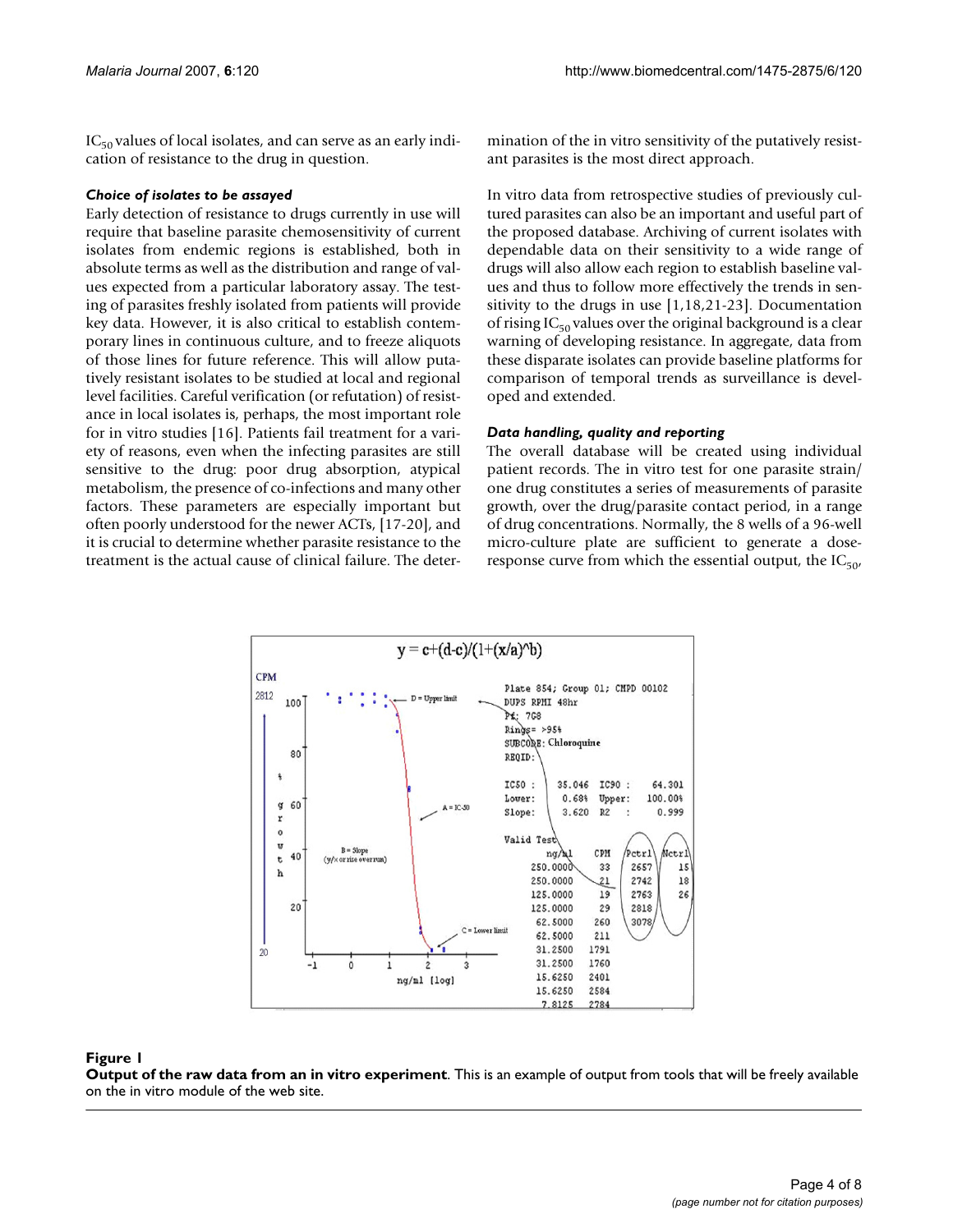$IC_{50}$ values of local isolates, and can serve as an early indication of resistance to the drug in question.

### *Choice of isolates to be assayed*

Early detection of resistance to drugs currently in use will require that baseline parasite chemosensitivity of current isolates from endemic regions is established, both in absolute terms as well as the distribution and range of values expected from a particular laboratory assay. The testing of parasites freshly isolated from patients will provide key data. However, it is also critical to establish contemporary lines in continuous culture, and to freeze aliquots of those lines for future reference. This will allow putatively resistant isolates to be studied at local and regional level facilities. Careful verification (or refutation) of resistance in local isolates is, perhaps, the most important role for in vitro studies [16]. Patients fail treatment for a variety of reasons, even when the infecting parasites are still sensitive to the drug: poor drug absorption, atypical metabolism, the presence of co-infections and many other factors. These parameters are especially important but often poorly understood for the newer ACTs, [17-20], and it is crucial to determine whether parasite resistance to the treatment is the actual cause of clinical failure. The determination of the in vitro sensitivity of the putatively resistant parasites is the most direct approach.

In vitro data from retrospective studies of previously cultured parasites can also be an important and useful part of the proposed database. Archiving of current isolates with dependable data on their sensitivity to a wide range of drugs will also allow each region to establish baseline values and thus to follow more effectively the trends in sensitivity to the drugs in use [1,18,21-23]. Documentation of rising $IC_{50}$ values over the original background is a clear warning of developing resistance. In aggregate, data from these disparate isolates can provide baseline platforms for comparison of temporal trends as surveillance is developed and extended.

### *Data handling, quality and reporting*

The overall database will be created using individual patient records. The in vitro test for one parasite strain/one drug constitutes a series of measurements of parasite growth, over the drug/parasite contact period, in a range of drug concentrations. Normally, the 8 wells of a 96-well micro-culture plate are sufficient to generate a dose-response curve from which the essential output, the $IC_{50}$,

$y = c+(d-c)/(1+(x/a)^b)$

CPM
2812
100
80
% growth
60
40
20
20
-1 0 1 2 3
ng/ml [log]
D = Upper limit
A = IC-50
B = Slope (y/x or rise over run)
C = Lower limit

Plate 854; Group 01; CMPD 00102
DUPS RPMI 48hr
Pf: 7G8
Rings= >95%
SUBCODE: Chloroquine
REQID:

IC50 : 35.046 IC90 : 64.301
Lower: 0.68% Upper: 100.00%
Slope: 3.620 R2 : 0.999

Valid Test

ng/ml CPM Pctrl Nctrl
250.0000 33 2657 15
250.0000 21 2742 18
125.0000 19 2763 26
125.0000 29 2818
62.5000 260 3078
62.5000 211
31.2500 1791
31.2500 1760
15.6250 2401
15.6250 2584
7.8125 2784

**Figure 1**
**Output of the raw data from an in vitro experiment**. This is an example of output from tools that will be freely available on the in vitro module of the web site.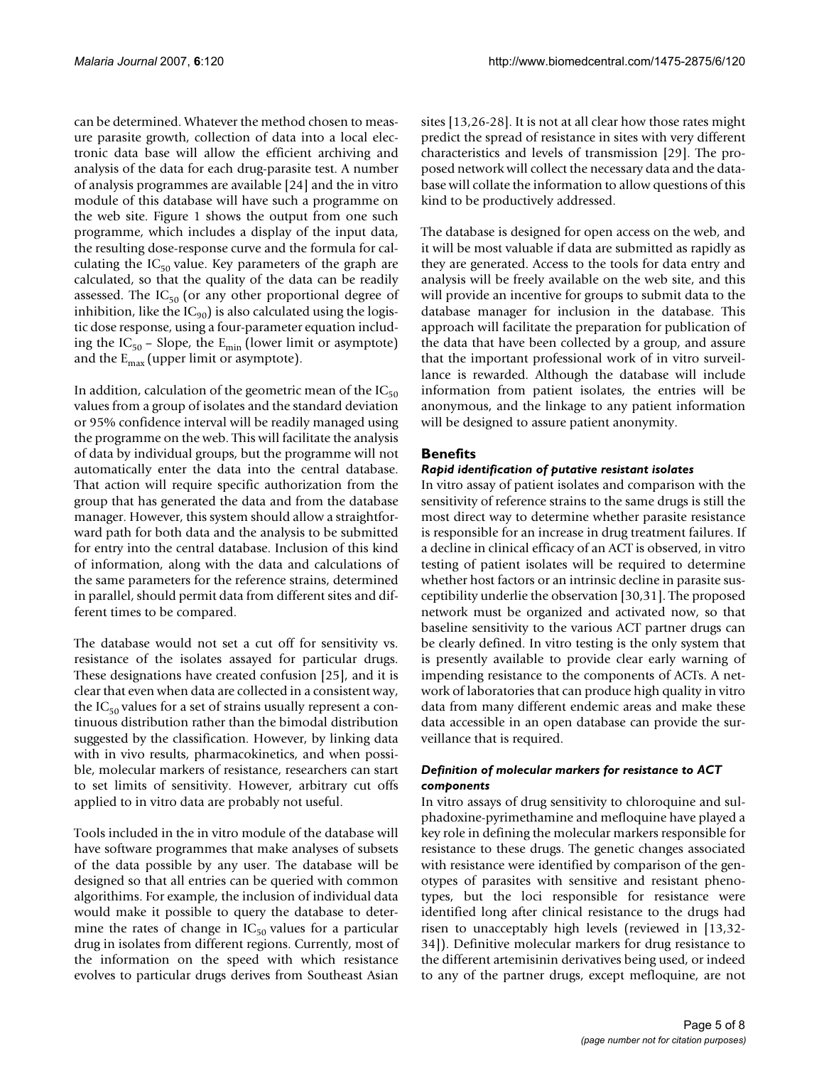can be determined. Whatever the method chosen to measure parasite growth, collection of data into a local electronic data base will allow the efficient archiving and analysis of the data for each drug-parasite test. A number of analysis programmes are available [24] and the in vitro module of this database will have such a programme on the web site. Figure 1 shows the output from one such programme, which includes a display of the input data, the resulting dose-response curve and the formula for calculating the $IC_{50}$ value. Key parameters of the graph are calculated, so that the quality of the data can be readily assessed. The $IC_{50}$ (or any other proportional degree of inhibition, like the $IC_{90}$) is also calculated using the logistic dose response, using a four-parameter equation including the $IC_{50}$ – Slope, the $E_{min}$ (lower limit or asymptote) and the $E_{max}$ (upper limit or asymptote).

In addition, calculation of the geometric mean of the $IC_{50}$ values from a group of isolates and the standard deviation or 95% confidence interval will be readily managed using the programme on the web. This will facilitate the analysis of data by individual groups, but the programme will not automatically enter the data into the central database. That action will require specific authorization from the group that has generated the data and from the database manager. However, this system should allow a straightforward path for both data and the analysis to be submitted for entry into the central database. Inclusion of this kind of information, along with the data and calculations of the same parameters for the reference strains, determined in parallel, should permit data from different sites and different times to be compared.

The database would not set a cut off for sensitivity vs. resistance of the isolates assayed for particular drugs. These designations have created confusion [25], and it is clear that even when data are collected in a consistent way, the $IC_{50}$ values for a set of strains usually represent a continuous distribution rather than the bimodal distribution suggested by the classification. However, by linking data with in vivo results, pharmacokinetics, and when possible, molecular markers of resistance, researchers can start to set limits of sensitivity. However, arbitrary cut offs applied to in vitro data are probably not useful.

Tools included in the in vitro module of the database will have software programmes that make analyses of subsets of the data possible by any user. The database will be designed so that all entries can be queried with common algorithims. For example, the inclusion of individual data would make it possible to query the database to determine the rates of change in $IC_{50}$ values for a particular drug in isolates from different regions. Currently, most of the information on the speed with which resistance evolves to particular drugs derives from Southeast Asian sites [13,26-28]. It is not at all clear how those rates might predict the spread of resistance in sites with very different characteristics and levels of transmission [29]. The proposed network will collect the necessary data and the database will collate the information to allow questions of this kind to be productively addressed.

The database is designed for open access on the web, and it will be most valuable if data are submitted as rapidly as they are generated. Access to the tools for data entry and analysis will be freely available on the web site, and this will provide an incentive for groups to submit data to the database manager for inclusion in the database. This approach will facilitate the preparation for publication of the data that have been collected by a group, and assure that the important professional work of in vitro surveillance is rewarded. Although the database will include information from patient isolates, the entries will be anonymous, and the linkage to any patient information will be designed to assure patient anonymity.

## Benefits

### *Rapid identification of putative resistant isolates*

In vitro assay of patient isolates and comparison with the sensitivity of reference strains to the same drugs is still the most direct way to determine whether parasite resistance is responsible for an increase in drug treatment failures. If a decline in clinical efficacy of an ACT is observed, in vitro testing of patient isolates will be required to determine whether host factors or an intrinsic decline in parasite susceptibility underlie the observation [30,31]. The proposed network must be organized and activated now, so that baseline sensitivity to the various ACT partner drugs can be clearly defined. In vitro testing is the only system that is presently available to provide clear early warning of impending resistance to the components of ACTs. A network of laboratories that can produce high quality in vitro data from many different endemic areas and make these data accessible in an open database can provide the surveillance that is required.

### *Definition of molecular markers for resistance to ACT components*

In vitro assays of drug sensitivity to chloroquine and sulphadoxine-pyrimethamine and mefloquine have played a key role in defining the molecular markers responsible for resistance to these drugs. The genetic changes associated with resistance were identified by comparison of the genotypes of parasites with sensitive and resistant phenotypes, but the loci responsible for resistance were identified long after clinical resistance to the drugs had risen to unacceptably high levels (reviewed in [13,32-34]). Definitive molecular markers for drug resistance to the different artemisinin derivatives being used, or indeed to any of the partner drugs, except mefloquine, are not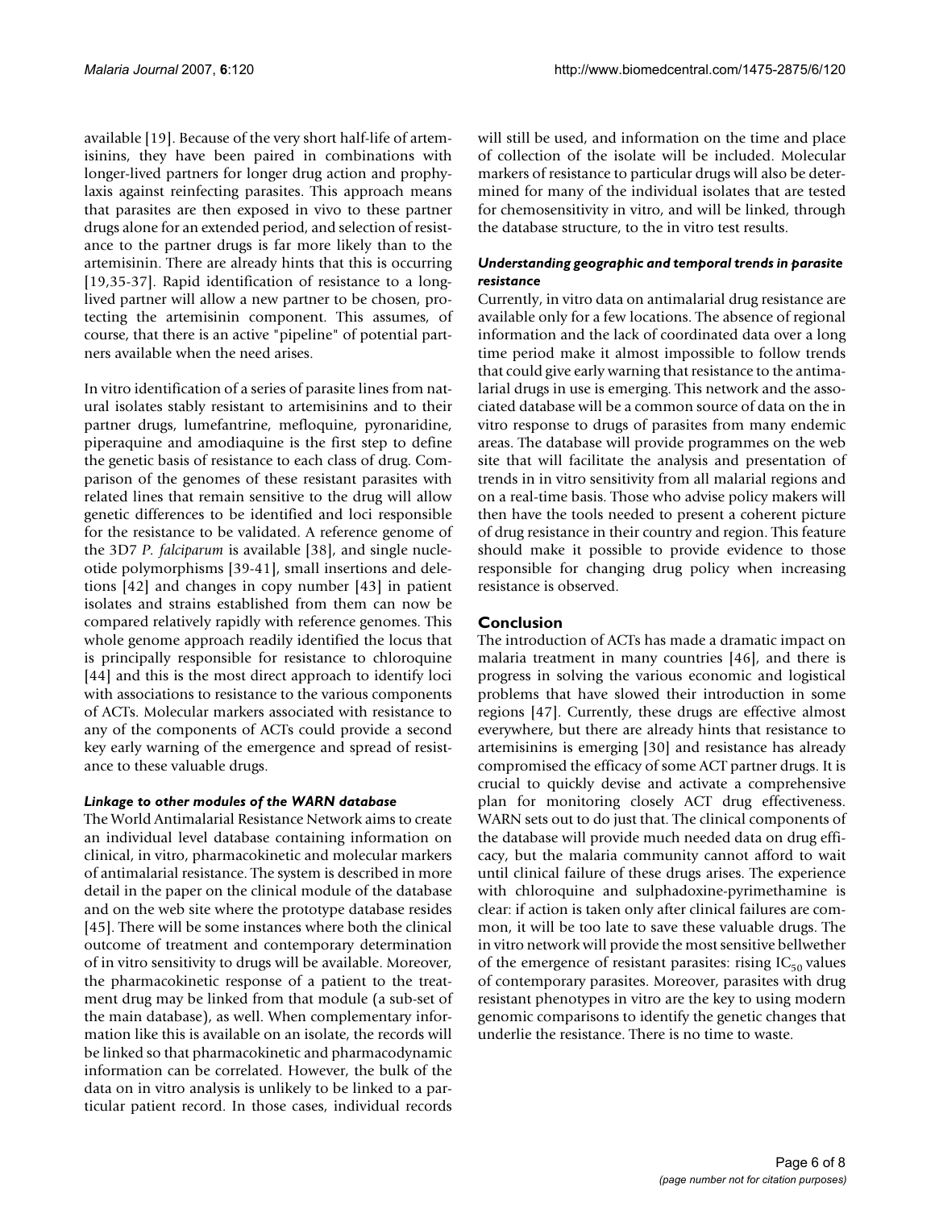available [19]. Because of the very short half-life of artemisinins, they have been paired in combinations with longer-lived partners for longer drug action and prophylaxis against reinfecting parasites. This approach means that parasites are then exposed in vivo to these partner drugs alone for an extended period, and selection of resistance to the partner drugs is far more likely than to the artemisinin. There are already hints that this is occurring [19,35-37]. Rapid identification of resistance to a long-lived partner will allow a new partner to be chosen, protecting the artemisinin component. This assumes, of course, that there is an active "pipeline" of potential partners available when the need arises.

In vitro identification of a series of parasite lines from natural isolates stably resistant to artemisinins and to their partner drugs, lumefantrine, mefloquine, pyronaridine, piperaquine and amodiaquine is the first step to define the genetic basis of resistance to each class of drug. Comparison of the genomes of these resistant parasites with related lines that remain sensitive to the drug will allow genetic differences to be identified and loci responsible for the resistance to be validated. A reference genome of the 3D7 *P. falciparum* is available [38], and single nucleotide polymorphisms [39-41], small insertions and deletions [42] and changes in copy number [43] in patient isolates and strains established from them can now be compared relatively rapidly with reference genomes. This whole genome approach readily identified the locus that is principally responsible for resistance to chloroquine [44] and this is the most direct approach to identify loci with associations to resistance to the various components of ACTs. Molecular markers associated with resistance to any of the components of ACTs could provide a second key early warning of the emergence and spread of resistance to these valuable drugs.

### *Linkage to other modules of the WARN database*

The World Antimalarial Resistance Network aims to create an individual level database containing information on clinical, in vitro, pharmacokinetic and molecular markers of antimalarial resistance. The system is described in more detail in the paper on the clinical module of the database and on the web site where the prototype database resides [45]. There will be some instances where both the clinical outcome of treatment and contemporary determination of in vitro sensitivity to drugs will be available. Moreover, the pharmacokinetic response of a patient to the treatment drug may be linked from that module (a sub-set of the main database), as well. When complementary information like this is available on an isolate, the records will be linked so that pharmacokinetic and pharmacodynamic information can be correlated. However, the bulk of the data on in vitro analysis is unlikely to be linked to a particular patient record. In those cases, individual records will still be used, and information on the time and place of collection of the isolate will be included. Molecular markers of resistance to particular drugs will also be determined for many of the individual isolates that are tested for chemosensitivity in vitro, and will be linked, through the database structure, to the in vitro test results.

### *Understanding geographic and temporal trends in parasite resistance*

Currently, in vitro data on antimalarial drug resistance are available only for a few locations. The absence of regional information and the lack of coordinated data over a long time period make it almost impossible to follow trends that could give early warning that resistance to the antimalarial drugs in use is emerging. This network and the associated database will be a common source of data on the in vitro response to drugs of parasites from many endemic areas. The database will provide programmes on the web site that will facilitate the analysis and presentation of trends in in vitro sensitivity from all malarial regions and on a real-time basis. Those who advise policy makers will then have the tools needed to present a coherent picture of drug resistance in their country and region. This feature should make it possible to provide evidence to those responsible for changing drug policy when increasing resistance is observed.

## Conclusion

The introduction of ACTs has made a dramatic impact on malaria treatment in many countries [46], and there is progress in solving the various economic and logistical problems that have slowed their introduction in some regions [47]. Currently, these drugs are effective almost everywhere, but there are already hints that resistance to artemisinins is emerging [30] and resistance has already compromised the efficacy of some ACT partner drugs. It is crucial to quickly devise and activate a comprehensive plan for monitoring closely ACT drug effectiveness. WARN sets out to do just that. The clinical components of the database will provide much needed data on drug efficacy, but the malaria community cannot afford to wait until clinical failure of these drugs arises. The experience with chloroquine and sulphadoxine-pyrimethamine is clear: if action is taken only after clinical failures are common, it will be too late to save these valuable drugs. The in vitro network will provide the most sensitive bellwether of the emergence of resistant parasites: rising $IC_{50}$ values of contemporary parasites. Moreover, parasites with drug resistant phenotypes in vitro are the key to using modern genomic comparisons to identify the genetic changes that underlie the resistance. There is no time to waste.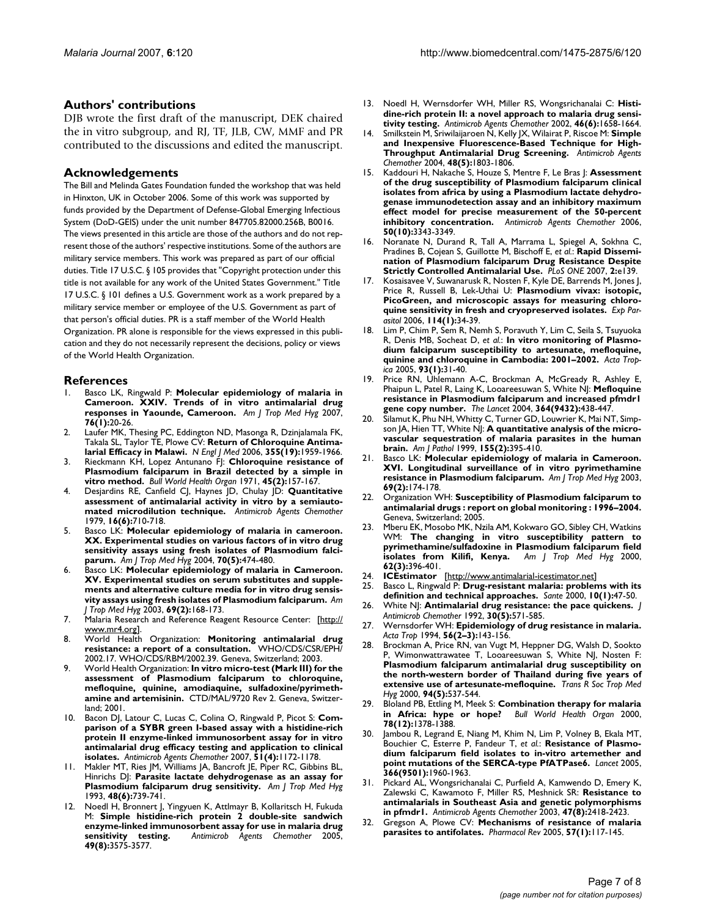## Authors' contributions

DJB wrote the first draft of the manuscript, DEK chaired the in vitro subgroup, and RJ, TF, JLB, CW, MMF and PR contributed to the discussions and edited the manuscript.

## Acknowledgements

The Bill and Melinda Gates Foundation funded the workshop that was held in Hinxton, UK in October 2006. Some of this work was supported by funds provided by the Department of Defense-Global Emerging Infectious System (DoD-GEIS) under the unit number 847705.82000.256B, B0016. The views presented in this article are those of the authors and do not represent those of the authors' respective institutions. Some of the authors are military service members. This work was prepared as part of our official duties. Title 17 U.S.C. § 105 provides that "Copyright protection under this title is not available for any work of the United States Government." Title 17 U.S.C. § 101 defines a U.S. Government work as a work prepared by a military service member or employee of the U.S. Government as part of that person's official duties. PR is a staff member of the World Health Organization. PR alone is responsible for the views expressed in this publication and they do not necessarily represent the decisions, policy or views of the World Health Organization.

## References

1. Basco LK, Ringwald P: **Molecular epidemiology of malaria in Cameroon. XXIV. Trends of in vitro antimalarial drug responses in Yaounde, Cameroon.** *Am J Trop Med Hyg* 2007, **76(1):**20-26.
2. Laufer MK, Thesing PC, Eddington ND, Masonga R, Dzinjalamala FK, Takala SL, Taylor TE, Plowe CV: **Return of Chloroquine Antimalarial Efficacy in Malawi.** *N Engl J Med* 2006, **355(19):**1959-1966.
3. Rieckmann KH, Lopez Antunano FJ: **Chloroquine resistance of Plasmodium falciparum in Brazil detected by a simple in vitro method.** *Bull World Health Organ* 1971, **45(2):**157-167.
4. Desjardins RE, Canfield CJ, Haynes JD, Chulay JD: **Quantitative assessment of antimalarial activity in vitro by a semiautomated microdilution technique.** *Antimicrob Agents Chemother* 1979, **16(6):**710-718.
5. Basco LK: **Molecular epidemiology of malaria in cameroon. XX. Experimental studies on various factors of in vitro drug sensitivity assays using fresh isolates of Plasmodium falciparum.** *Am J Trop Med Hyg* 2004, **70(5):**474-480.
6. Basco LK: **Molecular epidemiology of malaria in Cameroon. XV. Experimental studies on serum substitutes and supplements and alternative culture media for in vitro drug sensisvity assays using fresh isolates of Plasmodium falciparum.** *Am J Trop Med Hyg* 2003, **69(2):**168-173.
7. Malaria Research and Reference Reagent Resource Center: [http://www.mr4.org].
8. World Health Organization: **Monitoring antimalarial drug resistance: a report of a consultation.** WHO/CDS/CSR/EPH/2002.17. WHO/CDS/RBM/2002.39. Geneva, Switzerland; 2003.
9. World Health Organization: **In vitro micro-test (Mark III) for the assessment of Plasmodium falciparum to chloroquine, mefloquine, quinine, amodiaquine, sulfadoxine/pyrimethamine and artemisinin.** CTD/MAL/9720 Rev 2. Geneva, Switzerland; 2001.
10. Bacon DJ, Latour C, Lucas C, Colina O, Ringwald P, Picot S: **Comparison of a SYBR green I-based assay with a histidine-rich protein II enzyme-linked immunosorbent assay for in vitro antimalarial drug efficacy testing and application to clinical isolates.** *Antimicrob Agents Chemother* 2007, **51(4):**1172-1178.
11. Makler MT, Ries JM, Williams JA, Bancroft JE, Piper RC, Gibbins BL, Hinrichs DJ: **Parasite lactate dehydrogenase as an assay for Plasmodium falciparum drug sensitivity.** *Am J Trop Med Hyg* 1993, **48(6):**739-741.
12. Noedl H, Bronnert J, Yingyuen K, Attlmayr B, Kollaritsch H, Fukuda M: **Simple histidine-rich protein 2 double-site sandwich enzyme-linked immunosorbent assay for use in malaria drug sensitivity testing.** *Antimicrob Agents Chemother* 2005, **49(8):**3575-3577.
13. Noedl H, Wernsdorfer WH, Miller RS, Wongsrichanalai C: **Histidine-rich protein II: a novel approach to malaria drug sensitivity testing.** *Antimicrob Agents Chemother* 2002, **46(6):**1658-1664.
14. Smilkstein M, Sriwilaijaroen N, Kelly JX, Wilairat P, Riscoe M: **Simple and Inexpensive Fluorescence-Based Technique for High-Throughput Antimalarial Drug Screening.** *Antimicrob Agents Chemother* 2004, **48(5):**1803-1806.
15. Kaddouri H, Nakache S, Houze S, Mentre F, Le Bras J: **Assessment of the drug susceptibility of Plasmodium falciparum clinical isolates from africa by using a Plasmodium lactate dehydrogenase immunodetection assay and an inhibitory maximum effect model for precise measurement of the 50-percent inhibitory concentration.** *Antimicrob Agents Chemother* 2006, **50(10):**3343-3349.
16. Noranate N, Durand R, Tall A, Marrama L, Spiegel A, Sokhna C, Pradines B, Cojean S, Guillotte M, Bischoff E, *et al.*: **Rapid Dissemination of Plasmodium falciparum Drug Resistance Despite Strictly Controlled Antimalarial Use.** *PLoS ONE* 2007, **2:**e139.
17. Kosaisavee V, Suwanarusk R, Nosten F, Kyle DE, Barrends M, Jones J, Price R, Russell B, Lek-Uthai U: **Plasmodium vivax: isotopic, PicoGreen, and microscopic assays for measuring chloroquine sensitivity in fresh and cryopreserved isolates.** *Exp Parasitol* 2006, **114(1):**34-39.
18. Lim P, Chim P, Sem R, Nemh S, Poravuth Y, Lim C, Seila S, Tsuyuoka R, Denis MB, Socheat D, *et al.*: **In vitro monitoring of Plasmodium falciparum susceptibility to artesunate, mefloquine, quinine and chloroquine in Cambodia: 2001–2002.** *Acta Tropica* 2005, **93(1):**31-40.
19. Price RN, Uhlemann A-C, Brockman A, McGready R, Ashley E, Phaipun L, Patel R, Laing K, Looareesuwan S, White NJ: **Mefloquine resistance in Plasmodium falciparum and increased pfmdr1 gene copy number.** *The Lancet* 2004, **364(9432):**438-447.
20. Silamut K, Phu NH, Whitty C, Turner GD, Louwrier K, Mai NT, Simpson JA, Hien TT, White NJ: **A quantitative analysis of the microvascular sequestration of malaria parasites in the human brain.** *Am J Pathol* 1999, **155(2):**395-410.
21. Basco LK: **Molecular epidemiology of malaria in Cameroon. XVI. Longitudinal surveillance of in vitro pyrimethamine resistance in Plasmodium falciparum.** *Am J Trop Med Hyg* 2003, **69(2):**174-178.
22. Organization WH: **Susceptibility of Plasmodium falciparum to antimalarial drugs : report on global monitoring : 1996–2004.** Geneva, Switzerland; 2005.
23. Mberu EK, Mosobo MK, Nzila AM, Kokwaro GO, Sibley CH, Watkins WM: **The changing in vitro susceptibility pattern to pyrimethamine/sulfadoxine in Plasmodium falciparum field isolates from Kilifi, Kenya.** *Am J Trop Med Hyg* 2000, **62(3):**396-401.
24. **ICEstimator** [http://www.antimalarial-icestimator.net]
25. Basco L, Ringwald P: **Drug-resistant malaria: problems with its definition and technical approaches.** *Sante* 2000, **10(1):**47-50.
26. White NJ: **Antimalarial drug resistance: the pace quickens.** *J Antimicrob Chemother* 1992, **30(5):**571-585.
27. Wernsdorfer WH: **Epidemiology of drug resistance in malaria.** *Acta Trop* 1994, **56(2–3):**143-156.
28. Brockman A, Price RN, van Vugt M, Heppner DG, Walsh D, Sookto P, Wimonwattrawatee T, Looareesuwan S, White NJ, Nosten F: **Plasmodium falciparum antimalarial drug susceptibility on the north-western border of Thailand during five years of extensive use of artesunate-mefloquine.** *Trans R Soc Trop Med Hyg* 2000, **94(5):**537-544.
29. Bloland PB, Ettling M, Meek S: **Combination therapy for malaria in Africa: hype or hope?** *Bull World Health Organ* 2000, **78(12):**1378-1388.
30. Jambou R, Legrand E, Niang M, Khim N, Lim P, Volney B, Ekala MT, Bouchier C, Esterre P, Fandeur T, *et al.*: **Resistance of Plasmodium falciparum field isolates to in-vitro artemether and point mutations of the SERCA-type PfATPase6.** *Lancet* 2005, **366(9501):**1960-1963.
31. Pickard AL, Wongsrichanalai C, Purfield A, Kamwendo D, Emery K, Zalewski C, Kawamoto F, Miller RS, Meshnick SR: **Resistance to antimalarials in Southeast Asia and genetic polymorphisms in pfmdr1.** *Antimicrob Agents Chemother* 2003, **47(8):**2418-2423.
32. Gregson A, Plowe CV: **Mechanisms of resistance of malaria parasites to antifolates.** *Pharmacol Rev* 2005, **57(1):**117-145.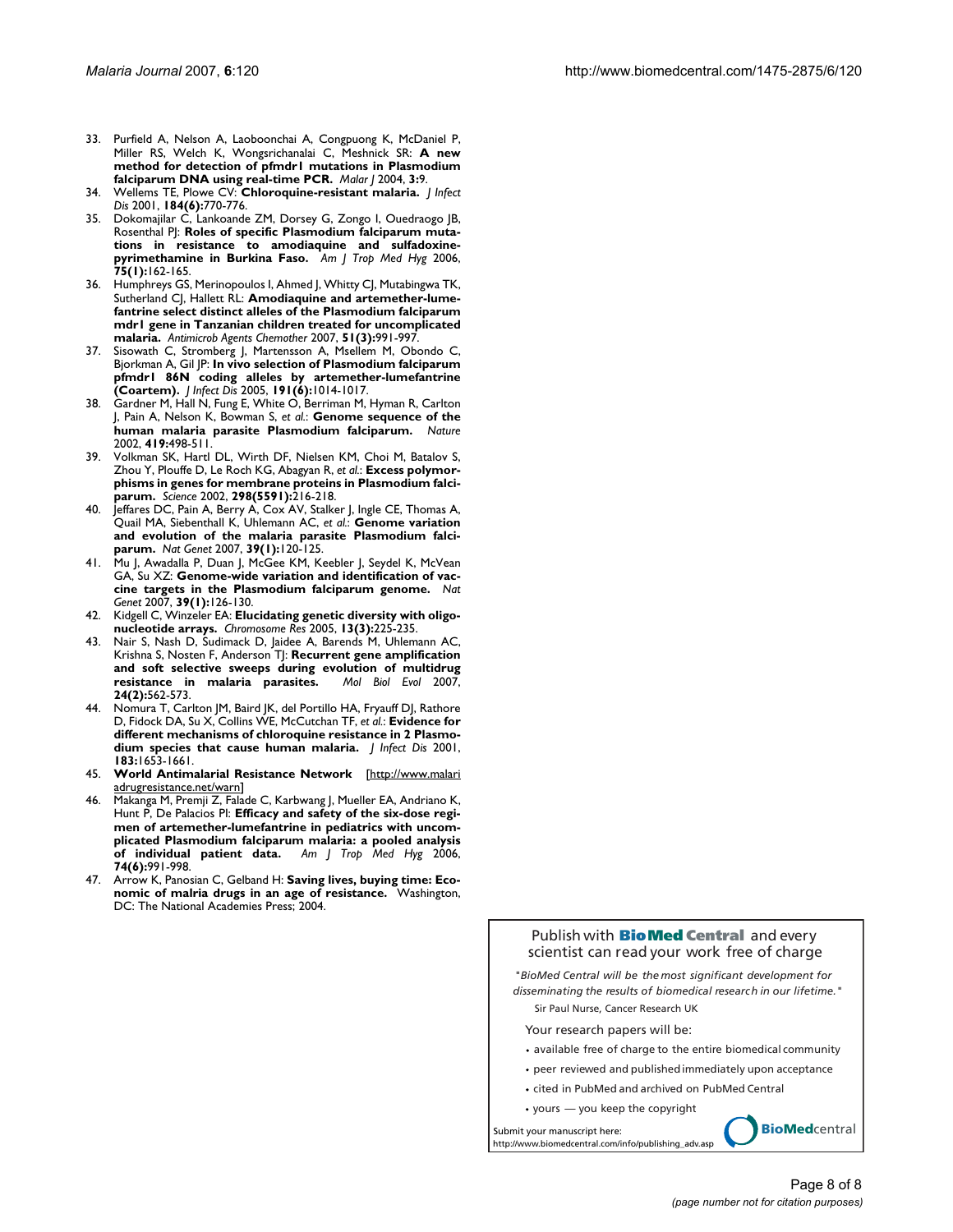33. Purfield A, Nelson A, Laoboonchai A, Congpuong K, McDaniel P, Miller RS, Welch K, Wongsrichanalai C, Meshnick SR: **A new method for detection of pfmdr1 mutations in Plasmodium falciparum DNA using real-time PCR.** *Malar J* 2004, **3:**9.
34. Wellems TE, Plowe CV: **Chloroquine-resistant malaria.** *J Infect Dis* 2001, **184(6):**770-776.
35. Dokomajilar C, Lankoande ZM, Dorsey G, Zongo I, Ouedraogo JB, Rosenthal PJ: **Roles of specific Plasmodium falciparum mutations in resistance to amodiaquine and sulfadoxine-pyrimethamine in Burkina Faso.** *Am J Trop Med Hyg* 2006, **75(1):**162-165.
36. Humphreys GS, Merinopoulos I, Ahmed J, Whitty CJ, Mutabingwa TK, Sutherland CJ, Hallett RL: **Amodiaquine and artemether-lumefantrine select distinct alleles of the Plasmodium falciparum mdr1 gene in Tanzanian children treated for uncomplicated malaria.** *Antimicrob Agents Chemother* 2007, **51(3):**991-997.
37. Sisowath C, Stromberg J, Martensson A, Msellem M, Obondo C, Bjorkman A, Gil JP: **In vivo selection of Plasmodium falciparum pfmdr1 86N coding alleles by artemether-lumefantrine (Coartem).** *J Infect Dis* 2005, **191(6):**1014-1017.
38. Gardner M, Hall N, Fung E, White O, Berriman M, Hyman R, Carlton J, Pain A, Nelson K, Bowman S, *et al.*: **Genome sequence of the human malaria parasite Plasmodium falciparum.** *Nature* 2002, **419:**498-511.
39. Volkman SK, Hartl DL, Wirth DF, Nielsen KM, Choi M, Batalov S, Zhou Y, Plouffe D, Le Roch KG, Abagyan R, *et al.*: **Excess polymorphisms in genes for membrane proteins in Plasmodium falciparum.** *Science* 2002, **298(5591):**216-218.
40. Jeffares DC, Pain A, Berry A, Cox AV, Stalker J, Ingle CE, Thomas A, Quail MA, Siebenthall K, Uhlemann AC, *et al.*: **Genome variation and evolution of the malaria parasite Plasmodium falciparum.** *Nat Genet* 2007, **39(1):**120-125.
41. Mu J, Awadalla P, Duan J, McGee KM, Keebler J, Seydel K, McVean GA, Su XZ: **Genome-wide variation and identification of vaccine targets in the Plasmodium falciparum genome.** *Nat Genet* 2007, **39(1):**126-130.
42. Kidgell C, Winzeler EA: **Elucidating genetic diversity with oligonucleotide arrays.** *Chromosome Res* 2005, **13(3):**225-235.
43. Nair S, Nash D, Sudimack D, Jaidee A, Barends M, Uhlemann AC, Krishna S, Nosten F, Anderson TJ: **Recurrent gene amplification and soft selective sweeps during evolution of multidrug resistance in malaria parasites.** *Mol Biol Evol* 2007, **24(2):**562-573.
44. Nomura T, Carlton JM, Baird JK, del Portillo HA, Fryauff DJ, Rathore D, Fidock DA, Su X, Collins WE, McCutchan TF, *et al.*: **Evidence for different mechanisms of chloroquine resistance in 2 Plasmodium species that cause human malaria.** *J Infect Dis* 2001, **183:**1653-1661.
45. **World Antimalarial Resistance Network** [http://www.malariadrugresistance.net/warn]
46. Makanga M, Premji Z, Falade C, Karbwang J, Mueller EA, Andriano K, Hunt P, De Palacios PI: **Efficacy and safety of the six-dose regimen of artemether-lumefantrine in pediatrics with uncomplicated Plasmodium falciparum malaria: a pooled analysis of individual patient data.** *Am J Trop Med Hyg* 2006, **74(6):**991-998.
47. Arrow K, Panosian C, Gelband H: **Saving lives, buying time: Economic of malria drugs in an age of resistance.** Washington, DC: The National Academies Press; 2004.

Publish with **BioMed Central** and every scientist can read your work free of charge

*"BioMed Central will be the most significant development for disseminating the results of biomedical research in our lifetime."*
Sir Paul Nurse, Cancer Research UK

Your research papers will be:

- available free of charge to the entire biomedical community
- peer reviewed and published immediately upon acceptance
- cited in PubMed and archived on PubMed Central
- yours — you keep the copyright

Submit your manuscript here:
http://www.biomedcentral.com/info/publishing_adv.asp

**BioMed**central